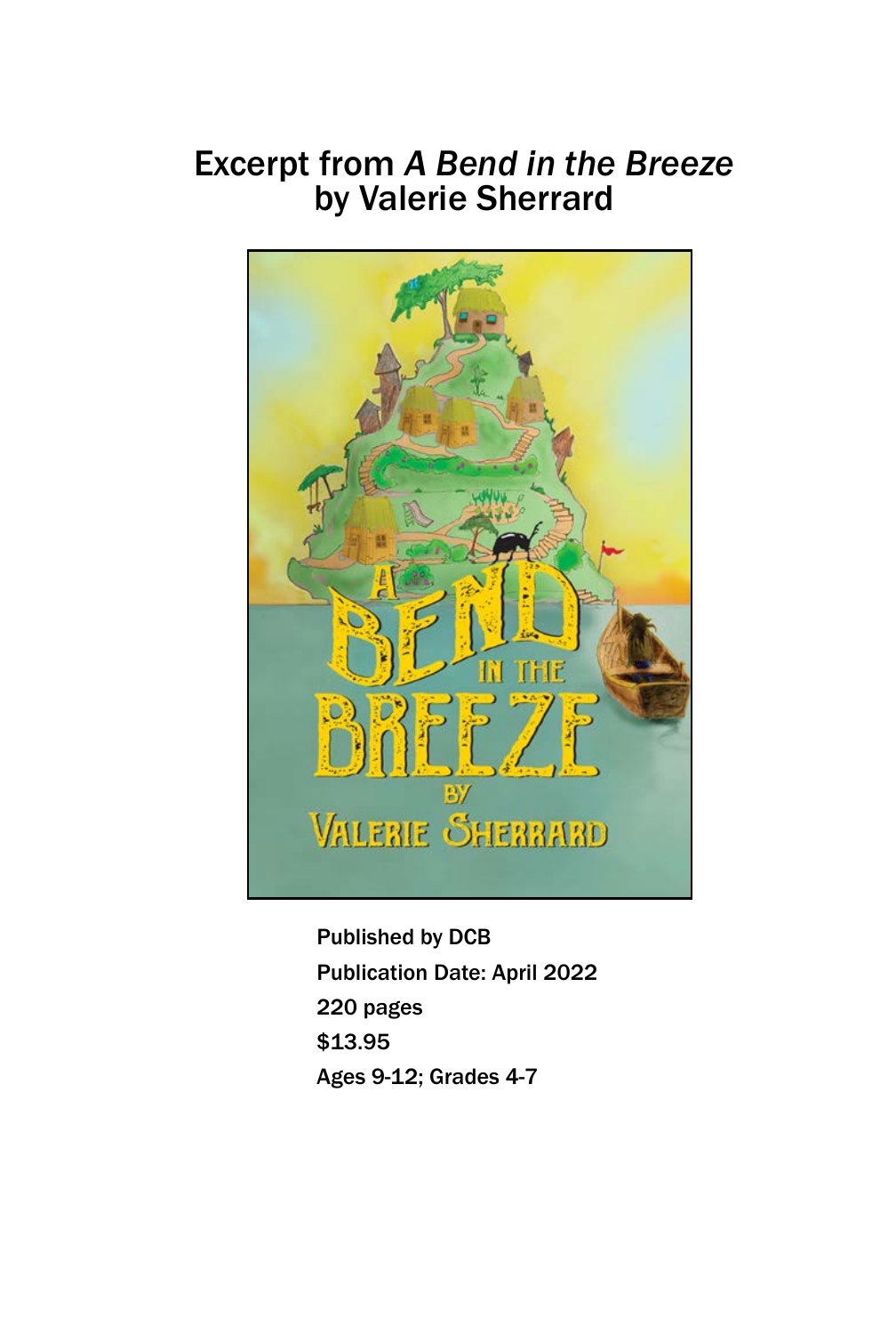# Excerpt from *A Bend in the Breeze* by Valerie Sherrard

Published by DCB

Publication Date: April 2022

220 pages

$13.95

Ages 9-12; Grades 4-7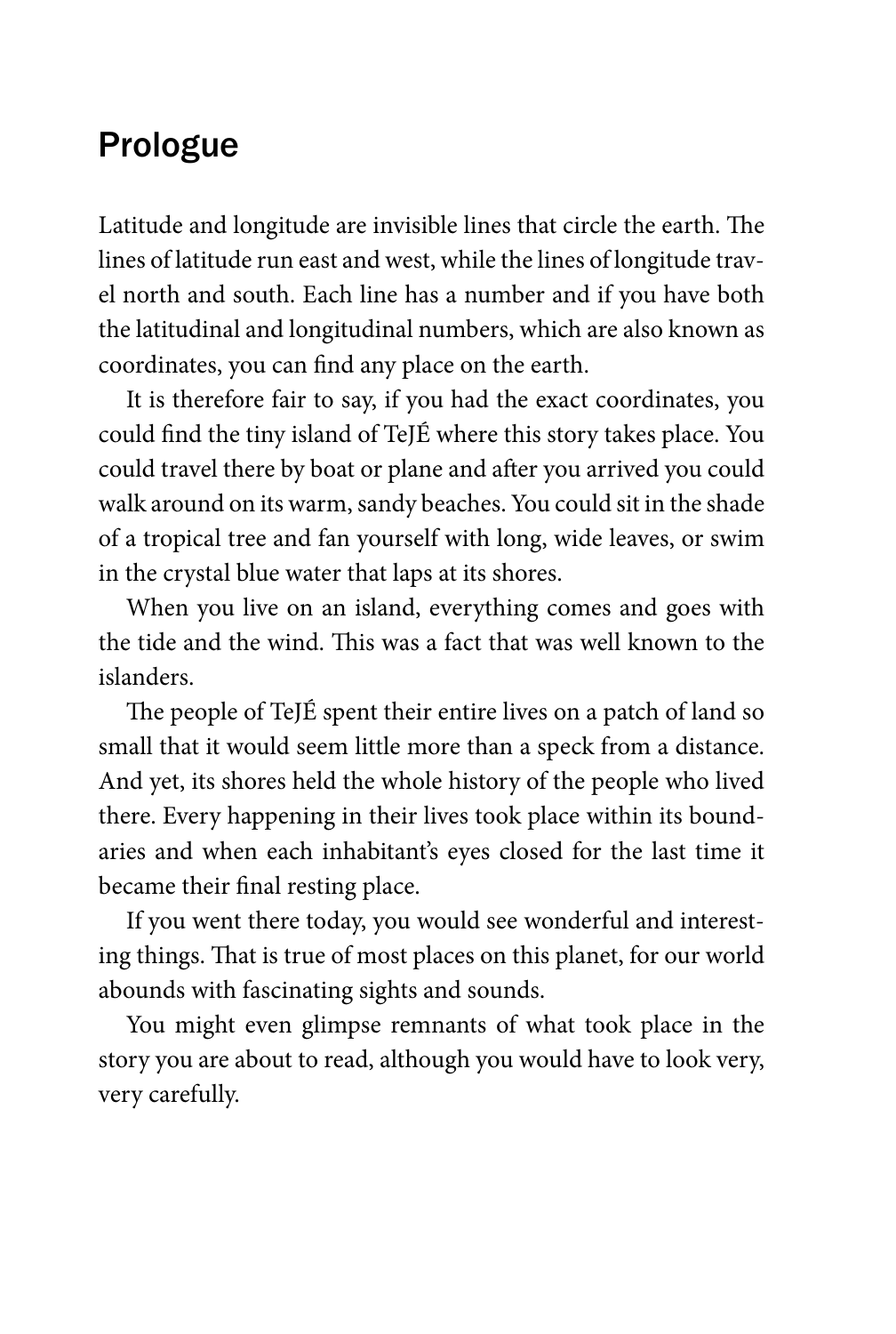## Prologue

Latitude and longitude are invisible lines that circle the earth. The lines of latitude run east and west, while the lines of longitude travel north and south. Each line has a number and if you have both the latitudinal and longitudinal numbers, which are also known as coordinates, you can find any place on the earth.

It is therefore fair to say, if you had the exact coordinates, you could find the tiny island of TeJÉ where this story takes place. You could travel there by boat or plane and after you arrived you could walk around on its warm, sandy beaches. You could sit in the shade of a tropical tree and fan yourself with long, wide leaves, or swim in the crystal blue water that laps at its shores.

When you live on an island, everything comes and goes with the tide and the wind. This was a fact that was well known to the islanders.

The people of TeJÉ spent their entire lives on a patch of land so small that it would seem little more than a speck from a distance. And yet, its shores held the whole history of the people who lived there. Every happening in their lives took place within its boundaries and when each inhabitant's eyes closed for the last time it became their final resting place.

If you went there today, you would see wonderful and interesting things. That is true of most places on this planet, for our world abounds with fascinating sights and sounds.

You might even glimpse remnants of what took place in the story you are about to read, although you would have to look very, very carefully.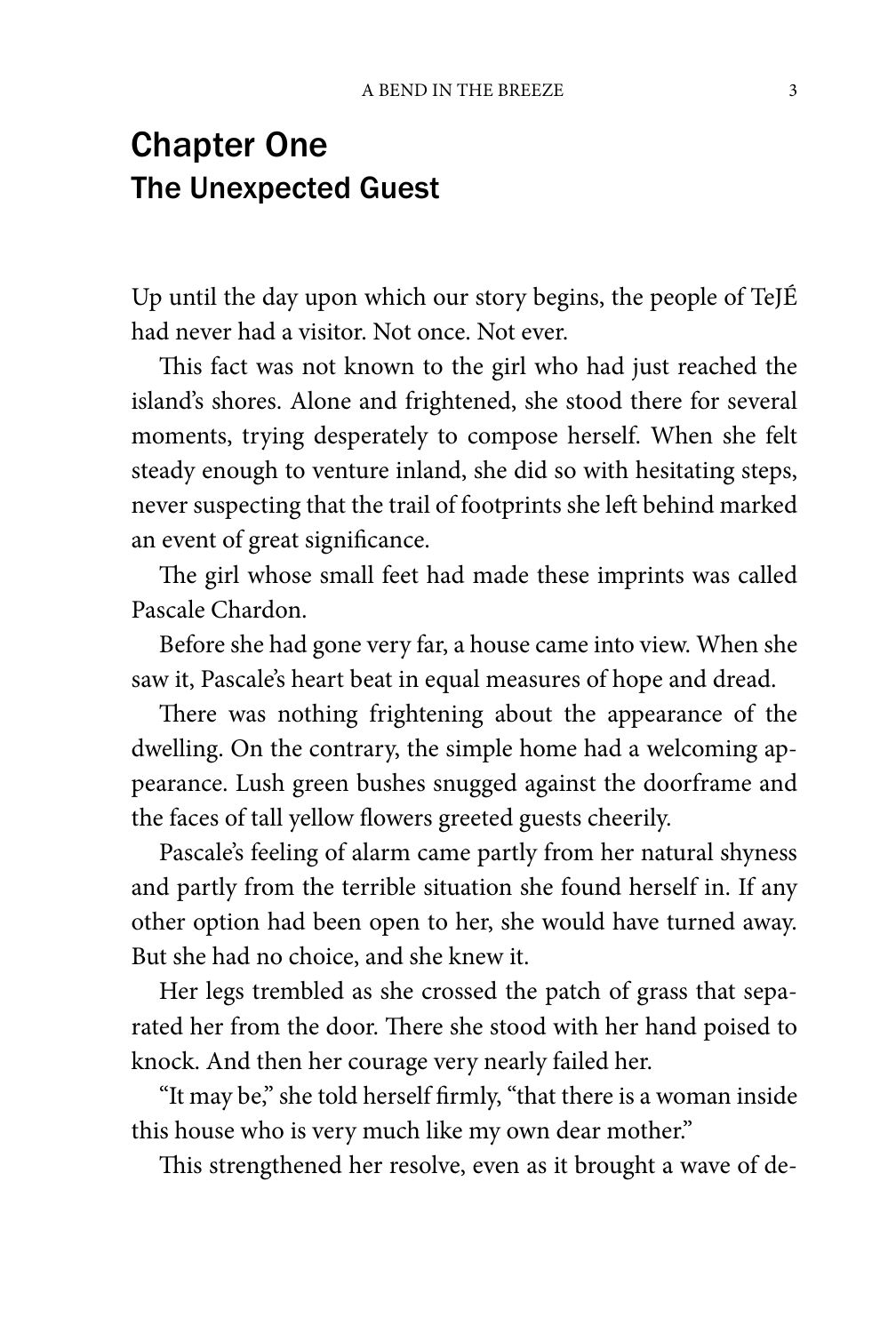# Chapter One
## The Unexpected Guest

Up until the day upon which our story begins, the people of TeJÉ had never had a visitor. Not once. Not ever.

This fact was not known to the girl who had just reached the island's shores. Alone and frightened, she stood there for several moments, trying desperately to compose herself. When she felt steady enough to venture inland, she did so with hesitating steps, never suspecting that the trail of footprints she left behind marked an event of great significance.

The girl whose small feet had made these imprints was called Pascale Chardon.

Before she had gone very far, a house came into view. When she saw it, Pascale's heart beat in equal measures of hope and dread.

There was nothing frightening about the appearance of the dwelling. On the contrary, the simple home had a welcoming appearance. Lush green bushes snugged against the doorframe and the faces of tall yellow flowers greeted guests cheerily.

Pascale's feeling of alarm came partly from her natural shyness and partly from the terrible situation she found herself in. If any other option had been open to her, she would have turned away. But she had no choice, and she knew it.

Her legs trembled as she crossed the patch of grass that separated her from the door. There she stood with her hand poised to knock. And then her courage very nearly failed her.

"It may be," she told herself firmly, "that there is a woman inside this house who is very much like my own dear mother."

This strengthened her resolve, even as it brought a wave of de-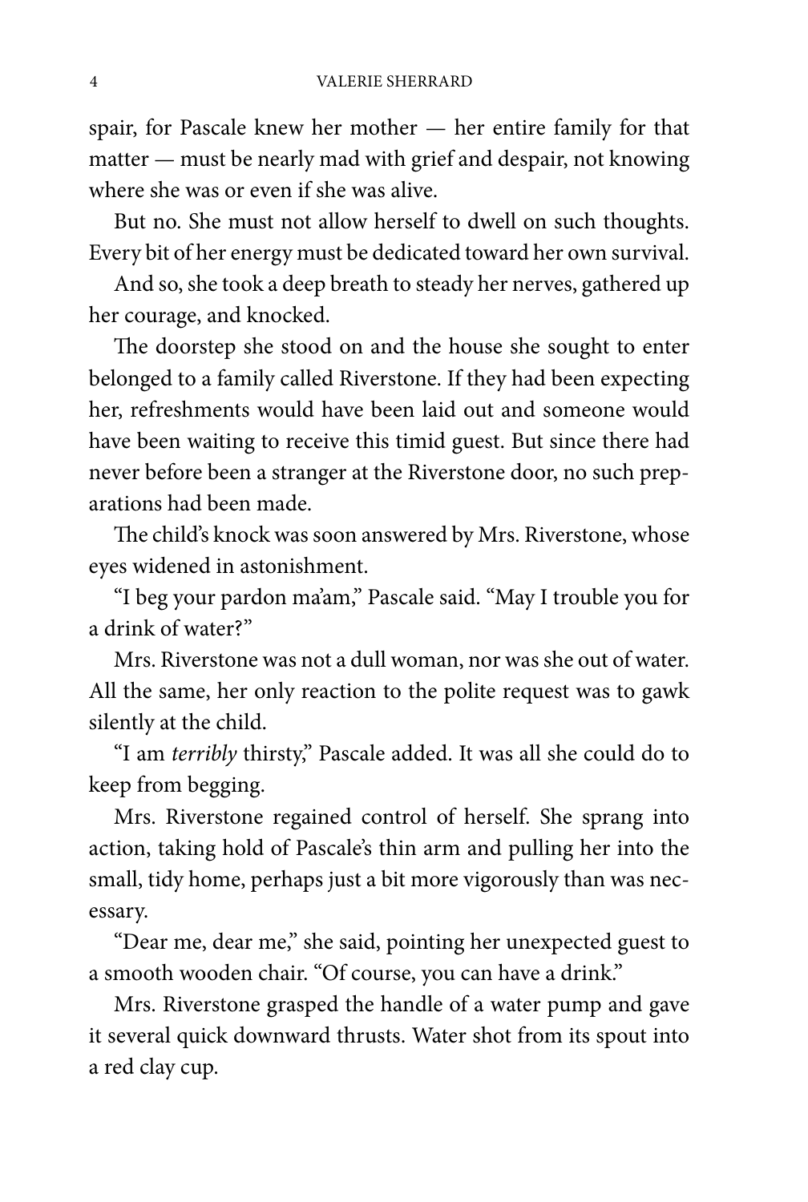spair, for Pascale knew her mother — her entire family for that matter — must be nearly mad with grief and despair, not knowing where she was or even if she was alive.

But no. She must not allow herself to dwell on such thoughts. Every bit of her energy must be dedicated toward her own survival.

And so, she took a deep breath to steady her nerves, gathered up her courage, and knocked.

The doorstep she stood on and the house she sought to enter belonged to a family called Riverstone. If they had been expecting her, refreshments would have been laid out and someone would have been waiting to receive this timid guest. But since there had never before been a stranger at the Riverstone door, no such preparations had been made.

The child's knock was soon answered by Mrs. Riverstone, whose eyes widened in astonishment.

"I beg your pardon ma'am," Pascale said. "May I trouble you for a drink of water?"

Mrs. Riverstone was not a dull woman, nor was she out of water. All the same, her only reaction to the polite request was to gawk silently at the child.

"I am *terribly* thirsty," Pascale added. It was all she could do to keep from begging.

Mrs. Riverstone regained control of herself. She sprang into action, taking hold of Pascale's thin arm and pulling her into the small, tidy home, perhaps just a bit more vigorously than was necessary.

"Dear me, dear me," she said, pointing her unexpected guest to a smooth wooden chair. "Of course, you can have a drink."

Mrs. Riverstone grasped the handle of a water pump and gave it several quick downward thrusts. Water shot from its spout into a red clay cup.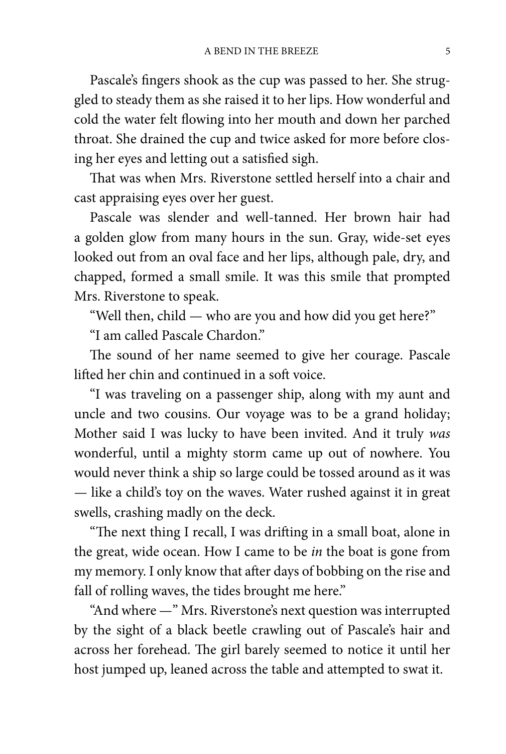Pascale's fingers shook as the cup was passed to her. She struggled to steady them as she raised it to her lips. How wonderful and cold the water felt flowing into her mouth and down her parched throat. She drained the cup and twice asked for more before closing her eyes and letting out a satisfied sigh.

That was when Mrs. Riverstone settled herself into a chair and cast appraising eyes over her guest.

Pascale was slender and well-tanned. Her brown hair had a golden glow from many hours in the sun. Gray, wide-set eyes looked out from an oval face and her lips, although pale, dry, and chapped, formed a small smile. It was this smile that prompted Mrs. Riverstone to speak.

"Well then, child — who are you and how did you get here?"

"I am called Pascale Chardon."

The sound of her name seemed to give her courage. Pascale lifted her chin and continued in a soft voice.

"I was traveling on a passenger ship, along with my aunt and uncle and two cousins. Our voyage was to be a grand holiday; Mother said I was lucky to have been invited. And it truly *was* wonderful, until a mighty storm came up out of nowhere. You would never think a ship so large could be tossed around as it was — like a child's toy on the waves. Water rushed against it in great swells, crashing madly on the deck.

"The next thing I recall, I was drifting in a small boat, alone in the great, wide ocean. How I came to be *in* the boat is gone from my memory. I only know that after days of bobbing on the rise and fall of rolling waves, the tides brought me here."

"And where —" Mrs. Riverstone's next question was interrupted by the sight of a black beetle crawling out of Pascale's hair and across her forehead. The girl barely seemed to notice it until her host jumped up, leaned across the table and attempted to swat it.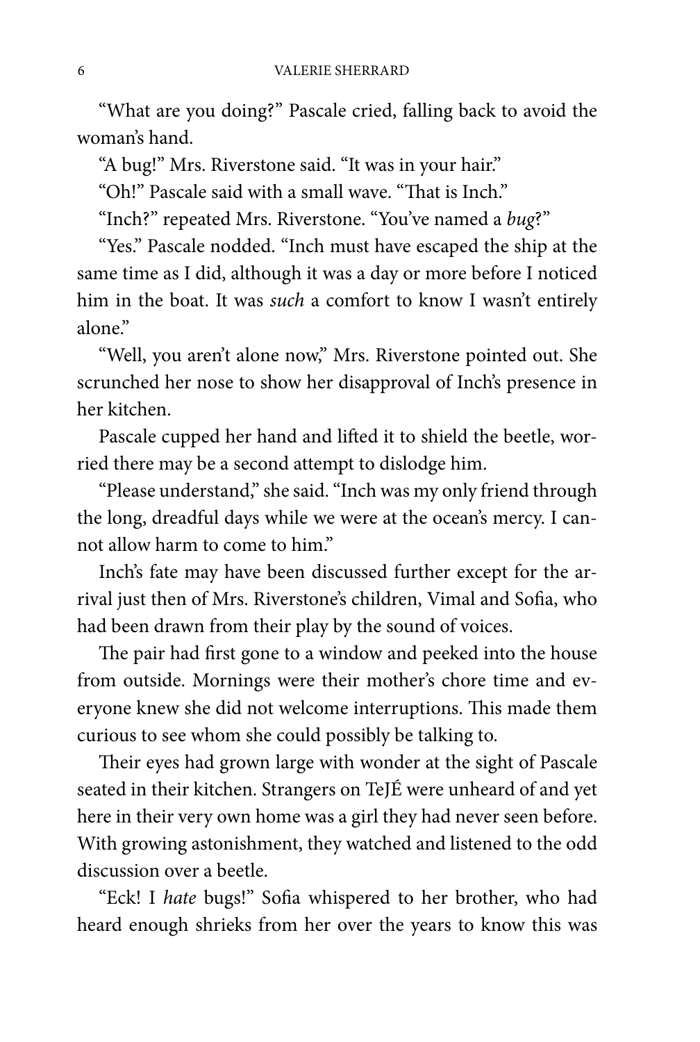"What are you doing?" Pascale cried, falling back to avoid the woman's hand.

"A bug!" Mrs. Riverstone said. "It was in your hair."

"Oh!" Pascale said with a small wave. "That is Inch."

"Inch?" repeated Mrs. Riverstone. "You've named a *bug*?"

"Yes." Pascale nodded. "Inch must have escaped the ship at the same time as I did, although it was a day or more before I noticed him in the boat. It was *such* a comfort to know I wasn't entirely alone."

"Well, you aren't alone now," Mrs. Riverstone pointed out. She scrunched her nose to show her disapproval of Inch's presence in her kitchen.

Pascale cupped her hand and lifted it to shield the beetle, worried there may be a second attempt to dislodge him.

"Please understand," she said. "Inch was my only friend through the long, dreadful days while we were at the ocean's mercy. I cannot allow harm to come to him."

Inch's fate may have been discussed further except for the arrival just then of Mrs. Riverstone's children, Vimal and Sofia, who had been drawn from their play by the sound of voices.

The pair had first gone to a window and peeked into the house from outside. Mornings were their mother's chore time and everyone knew she did not welcome interruptions. This made them curious to see whom she could possibly be talking to.

Their eyes had grown large with wonder at the sight of Pascale seated in their kitchen. Strangers on TeJÉ were unheard of and yet here in their very own home was a girl they had never seen before. With growing astonishment, they watched and listened to the odd discussion over a beetle.

"Eck! I *hate* bugs!" Sofia whispered to her brother, who had heard enough shrieks from her over the years to know this was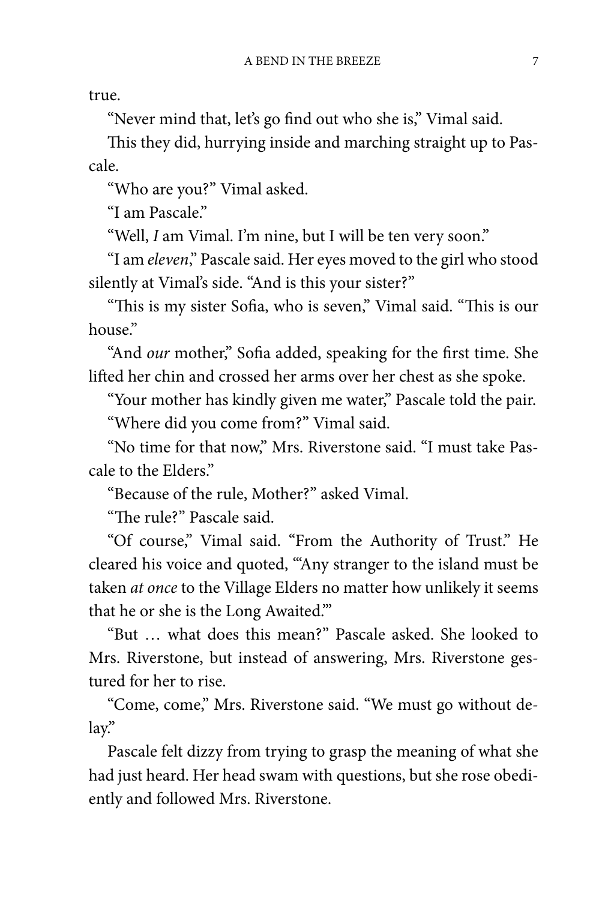true.

"Never mind that, let's go find out who she is," Vimal said.

This they did, hurrying inside and marching straight up to Pascale.

"Who are you?" Vimal asked.

"I am Pascale."

"Well, *I* am Vimal. I'm nine, but I will be ten very soon."

"I am *eleven*," Pascale said. Her eyes moved to the girl who stood silently at Vimal's side. "And is this your sister?"

"This is my sister Sofia, who is seven," Vimal said. "This is our house."

"And *our* mother," Sofia added, speaking for the first time. She lifted her chin and crossed her arms over her chest as she spoke.

"Your mother has kindly given me water," Pascale told the pair.

"Where did you come from?" Vimal said.

"No time for that now," Mrs. Riverstone said. "I must take Pascale to the Elders."

"Because of the rule, Mother?" asked Vimal.

"The rule?" Pascale said.

"Of course," Vimal said. "From the Authority of Trust." He cleared his voice and quoted, "'Any stranger to the island must be taken *at once* to the Village Elders no matter how unlikely it seems that he or she is the Long Awaited.'"

"But … what does this mean?" Pascale asked. She looked to Mrs. Riverstone, but instead of answering, Mrs. Riverstone gestured for her to rise.

"Come, come," Mrs. Riverstone said. "We must go without delay."

Pascale felt dizzy from trying to grasp the meaning of what she had just heard. Her head swam with questions, but she rose obediently and followed Mrs. Riverstone.